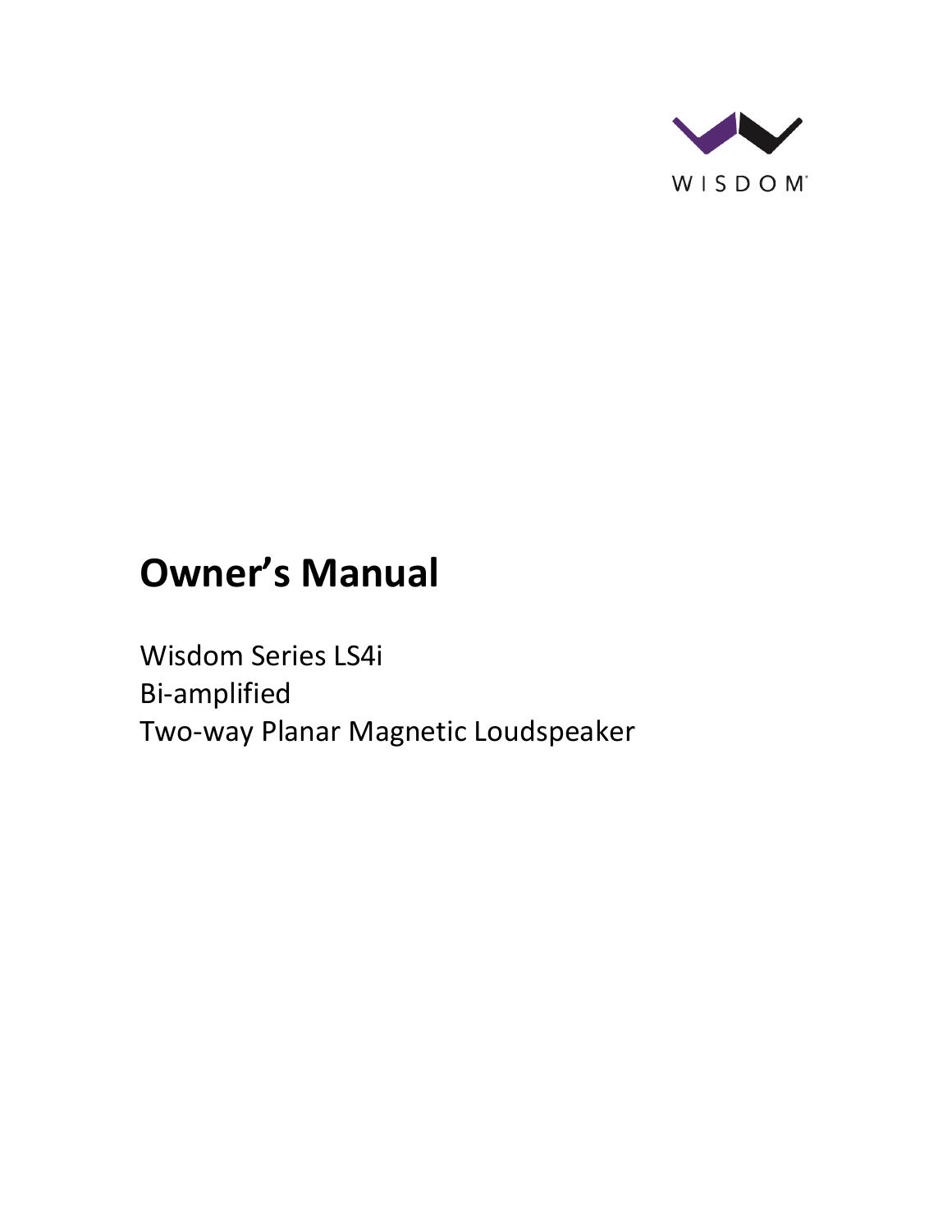WISDOM

# Owner's Manual

Wisdom Series LS4i
Bi-amplified
Two-way Planar Magnetic Loudspeaker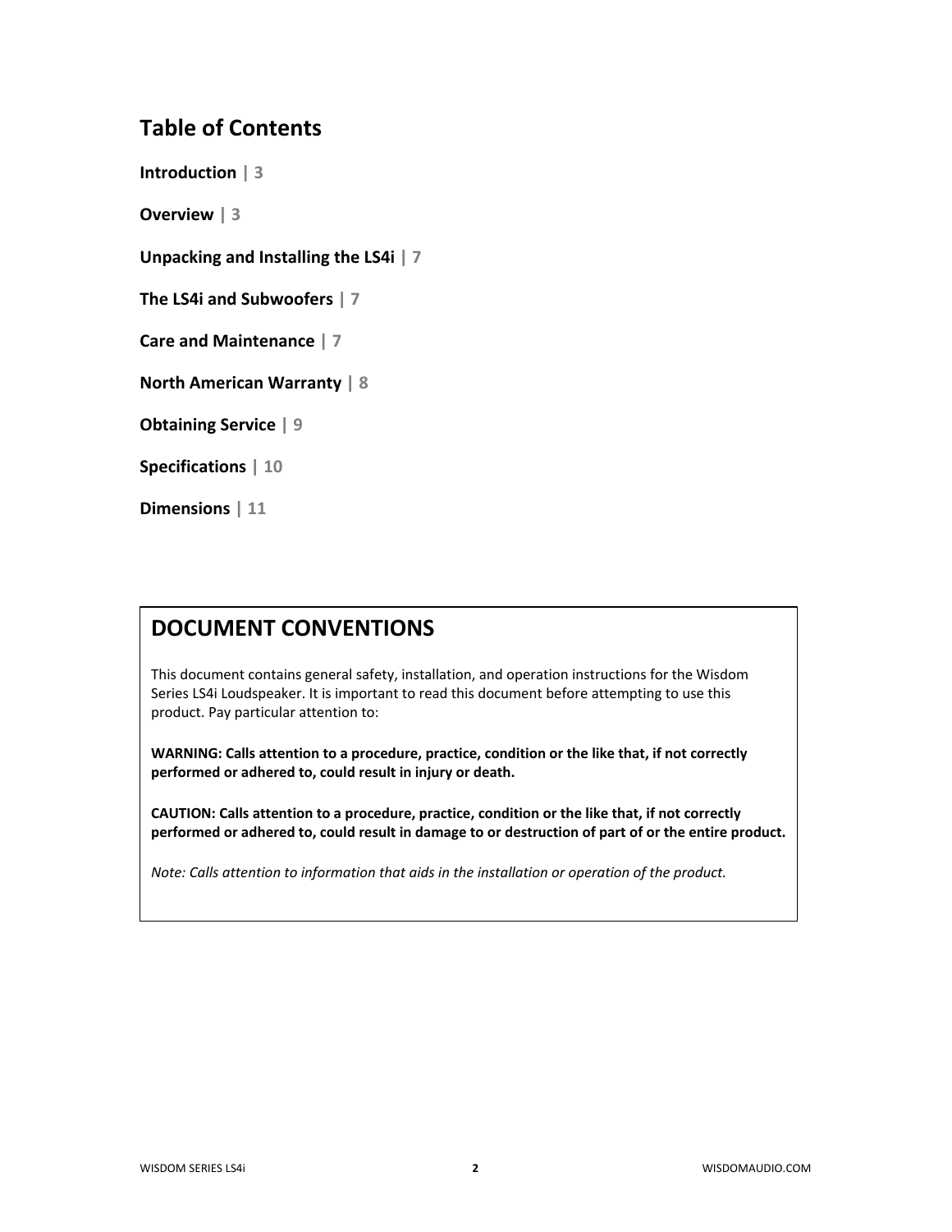## Table of Contents

**Introduction | 3**

**Overview | 3**

**Unpacking and Installing the LS4i | 7**

**The LS4i and Subwoofers | 7**

**Care and Maintenance | 7**

**North American Warranty | 8**

**Obtaining Service | 9**

**Specifications | 10**

**Dimensions | 11**

## DOCUMENT CONVENTIONS

This document contains general safety, installation, and operation instructions for the Wisdom Series LS4i Loudspeaker. It is important to read this document before attempting to use this product. Pay particular attention to:

**WARNING: Calls attention to a procedure, practice, condition or the like that, if not correctly performed or adhered to, could result in injury or death.**

**CAUTION: Calls attention to a procedure, practice, condition or the like that, if not correctly performed or adhered to, could result in damage to or destruction of part of or the entire product.**

*Note: Calls attention to information that aids in the installation or operation of the product.*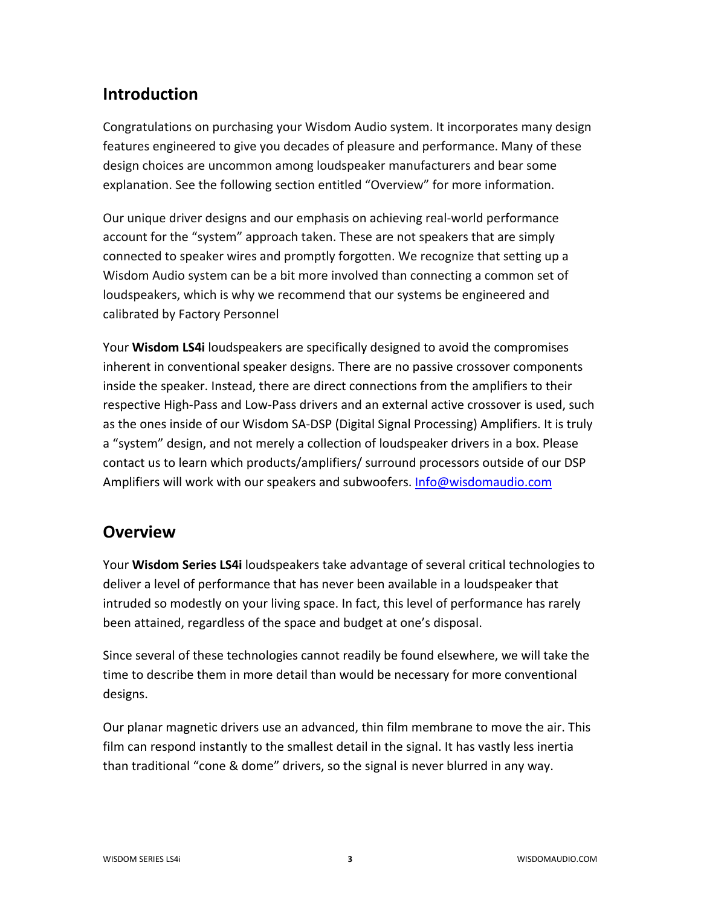## Introduction

Congratulations on purchasing your Wisdom Audio system. It incorporates many design features engineered to give you decades of pleasure and performance. Many of these design choices are uncommon among loudspeaker manufacturers and bear some explanation. See the following section entitled “Overview” for more information.

Our unique driver designs and our emphasis on achieving real-world performance account for the “system” approach taken. These are not speakers that are simply connected to speaker wires and promptly forgotten. We recognize that setting up a Wisdom Audio system can be a bit more involved than connecting a common set of loudspeakers, which is why we recommend that our systems be engineered and calibrated by Factory Personnel

Your **Wisdom LS4i** loudspeakers are specifically designed to avoid the compromises inherent in conventional speaker designs. There are no passive crossover components inside the speaker. Instead, there are direct connections from the amplifiers to their respective High-Pass and Low-Pass drivers and an external active crossover is used, such as the ones inside of our Wisdom SA-DSP (Digital Signal Processing) Amplifiers. It is truly a “system” design, and not merely a collection of loudspeaker drivers in a box. Please contact us to learn which products/amplifiers/ surround processors outside of our DSP Amplifiers will work with our speakers and subwoofers. Info@wisdomaudio.com

## Overview

Your **Wisdom Series LS4i** loudspeakers take advantage of several critical technologies to deliver a level of performance that has never been available in a loudspeaker that intruded so modestly on your living space. In fact, this level of performance has rarely been attained, regardless of the space and budget at one’s disposal.

Since several of these technologies cannot readily be found elsewhere, we will take the time to describe them in more detail than would be necessary for more conventional designs.

Our planar magnetic drivers use an advanced, thin film membrane to move the air. This film can respond instantly to the smallest detail in the signal. It has vastly less inertia than traditional “cone & dome” drivers, so the signal is never blurred in any way.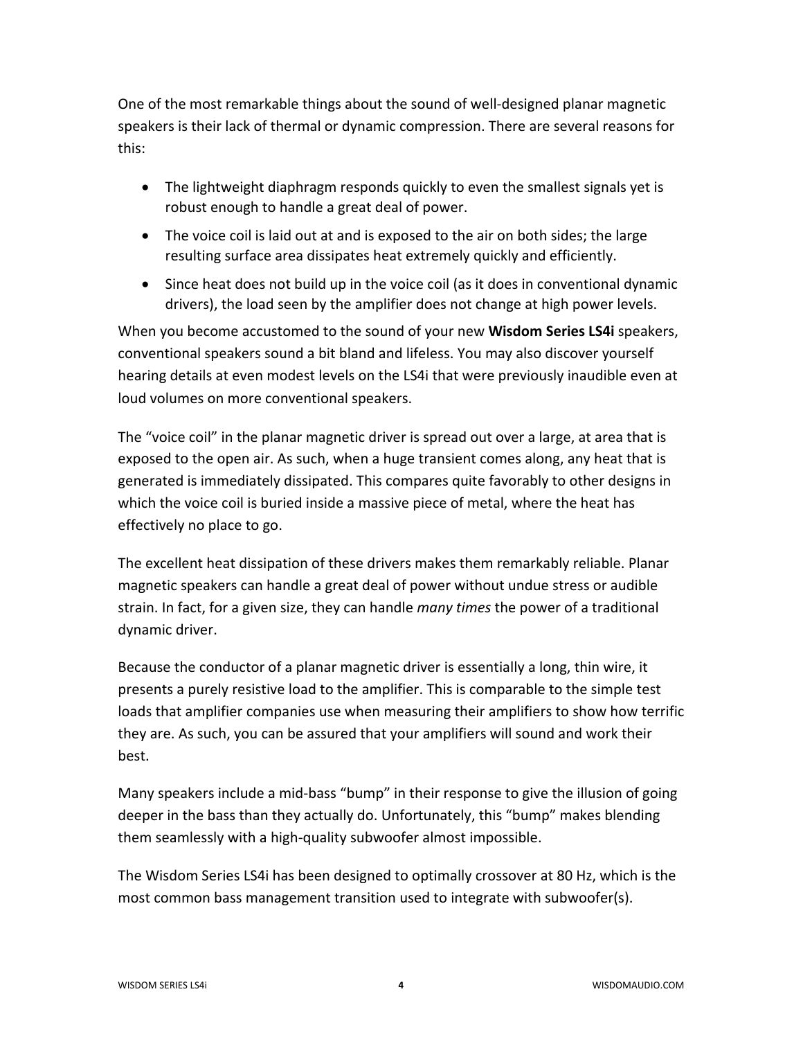One of the most remarkable things about the sound of well-designed planar magnetic speakers is their lack of thermal or dynamic compression. There are several reasons for this:

- The lightweight diaphragm responds quickly to even the smallest signals yet is robust enough to handle a great deal of power.
- The voice coil is laid out at and is exposed to the air on both sides; the large resulting surface area dissipates heat extremely quickly and efficiently.
- Since heat does not build up in the voice coil (as it does in conventional dynamic drivers), the load seen by the amplifier does not change at high power levels.

When you become accustomed to the sound of your new **Wisdom Series LS4i** speakers, conventional speakers sound a bit bland and lifeless. You may also discover yourself hearing details at even modest levels on the LS4i that were previously inaudible even at loud volumes on more conventional speakers.

The "voice coil" in the planar magnetic driver is spread out over a large, at area that is exposed to the open air. As such, when a huge transient comes along, any heat that is generated is immediately dissipated. This compares quite favorably to other designs in which the voice coil is buried inside a massive piece of metal, where the heat has effectively no place to go.

The excellent heat dissipation of these drivers makes them remarkably reliable. Planar magnetic speakers can handle a great deal of power without undue stress or audible strain. In fact, for a given size, they can handle *many times* the power of a traditional dynamic driver.

Because the conductor of a planar magnetic driver is essentially a long, thin wire, it presents a purely resistive load to the amplifier. This is comparable to the simple test loads that amplifier companies use when measuring their amplifiers to show how terrific they are. As such, you can be assured that your amplifiers will sound and work their best.

Many speakers include a mid-bass "bump" in their response to give the illusion of going deeper in the bass than they actually do. Unfortunately, this "bump" makes blending them seamlessly with a high-quality subwoofer almost impossible.

The Wisdom Series LS4i has been designed to optimally crossover at 80 Hz, which is the most common bass management transition used to integrate with subwoofer(s).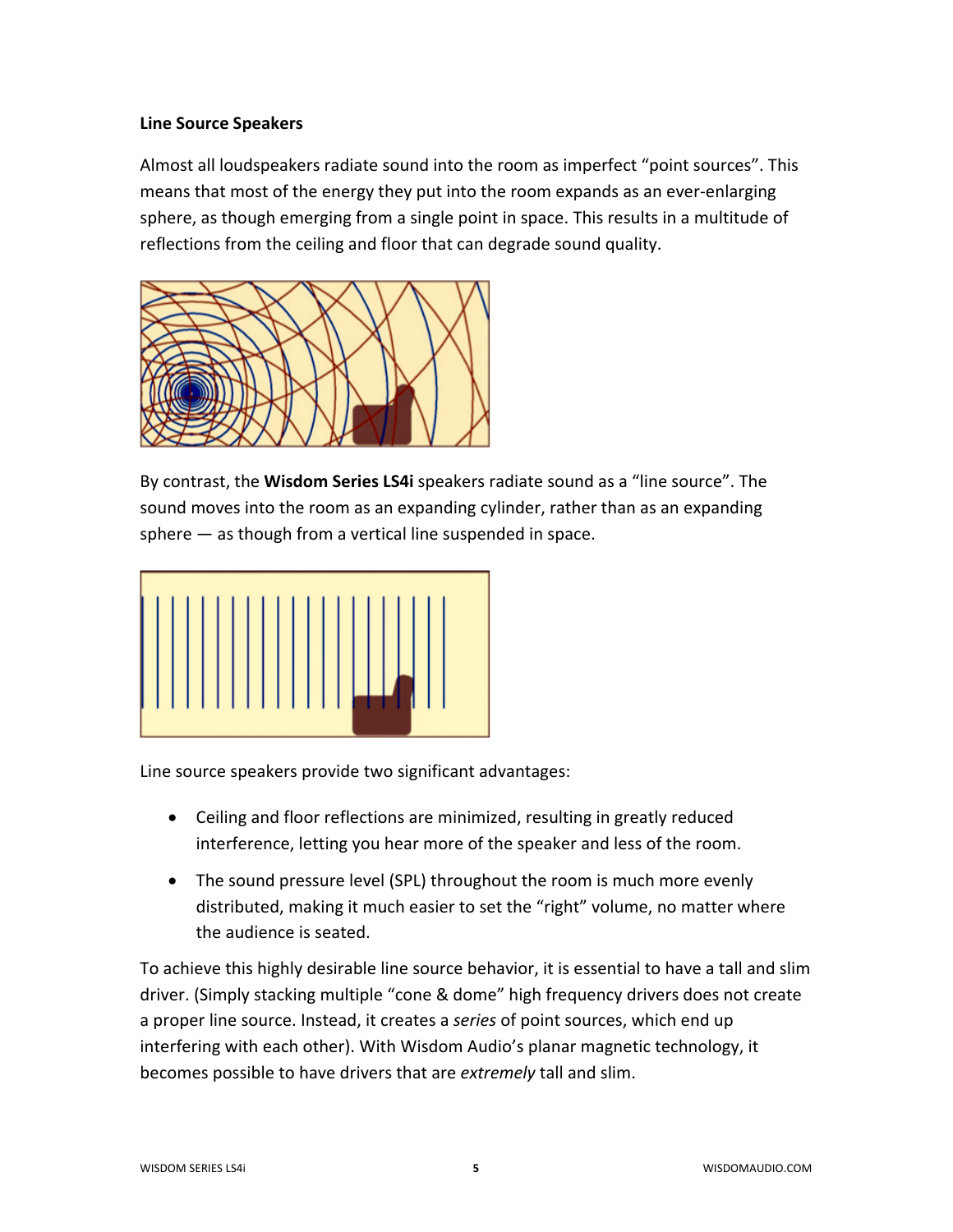**Line Source Speakers**

Almost all loudspeakers radiate sound into the room as imperfect "point sources". This means that most of the energy they put into the room expands as an ever-enlarging sphere, as though emerging from a single point in space. This results in a multitude of reflections from the ceiling and floor that can degrade sound quality.

By contrast, the **Wisdom Series LS4i** speakers radiate sound as a "line source". The sound moves into the room as an expanding cylinder, rather than as an expanding sphere — as though from a vertical line suspended in space.

Line source speakers provide two significant advantages:

- Ceiling and floor reflections are minimized, resulting in greatly reduced interference, letting you hear more of the speaker and less of the room.
- The sound pressure level (SPL) throughout the room is much more evenly distributed, making it much easier to set the "right" volume, no matter where the audience is seated.

To achieve this highly desirable line source behavior, it is essential to have a tall and slim driver. (Simply stacking multiple "cone & dome" high frequency drivers does not create a proper line source. Instead, it creates a *series* of point sources, which end up interfering with each other). With Wisdom Audio's planar magnetic technology, it becomes possible to have drivers that are *extremely* tall and slim.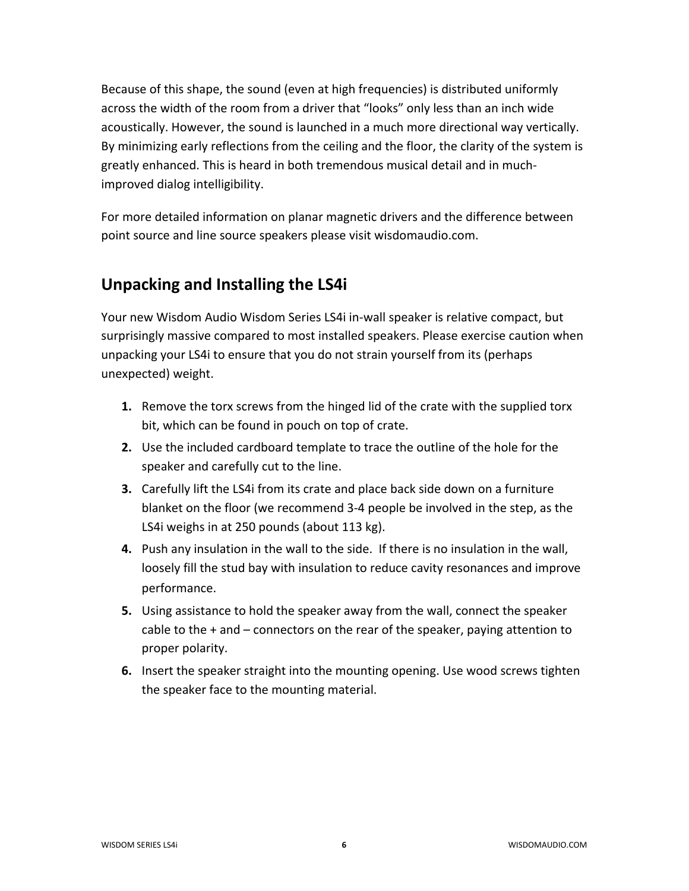Because of this shape, the sound (even at high frequencies) is distributed uniformly across the width of the room from a driver that "looks" only less than an inch wide acoustically. However, the sound is launched in a much more directional way vertically. By minimizing early reflections from the ceiling and the floor, the clarity of the system is greatly enhanced. This is heard in both tremendous musical detail and in much-improved dialog intelligibility.

For more detailed information on planar magnetic drivers and the difference between point source and line source speakers please visit wisdomaudio.com.

## Unpacking and Installing the LS4i

Your new Wisdom Audio Wisdom Series LS4i in-wall speaker is relative compact, but surprisingly massive compared to most installed speakers. Please exercise caution when unpacking your LS4i to ensure that you do not strain yourself from its (perhaps unexpected) weight.

1. Remove the torx screws from the hinged lid of the crate with the supplied torx bit, which can be found in pouch on top of crate.
2. Use the included cardboard template to trace the outline of the hole for the speaker and carefully cut to the line.
3. Carefully lift the LS4i from its crate and place back side down on a furniture blanket on the floor (we recommend 3-4 people be involved in the step, as the LS4i weighs in at 250 pounds (about 113 kg).
4. Push any insulation in the wall to the side. If there is no insulation in the wall, loosely fill the stud bay with insulation to reduce cavity resonances and improve performance.
5. Using assistance to hold the speaker away from the wall, connect the speaker cable to the + and – connectors on the rear of the speaker, paying attention to proper polarity.
6. Insert the speaker straight into the mounting opening. Use wood screws tighten the speaker face to the mounting material.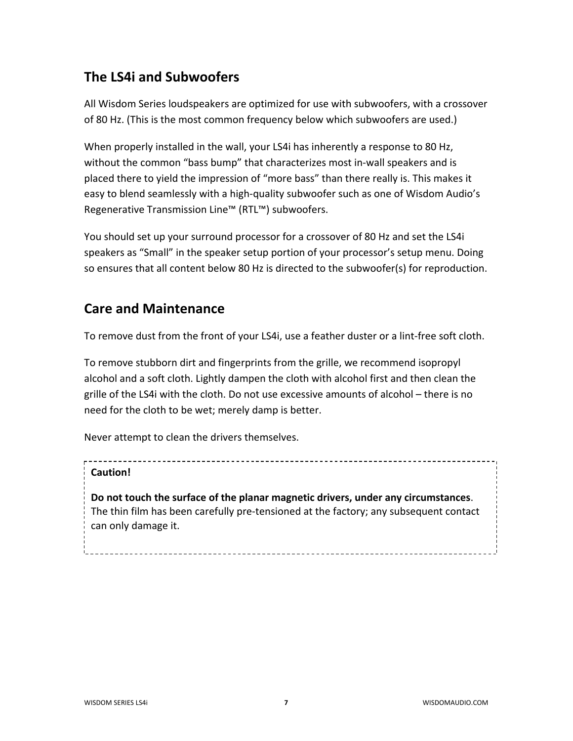## The LS4i and Subwoofers

All Wisdom Series loudspeakers are optimized for use with subwoofers, with a crossover of 80 Hz. (This is the most common frequency below which subwoofers are used.)

When properly installed in the wall, your LS4i has inherently a response to 80 Hz, without the common "bass bump" that characterizes most in-wall speakers and is placed there to yield the impression of "more bass" than there really is. This makes it easy to blend seamlessly with a high-quality subwoofer such as one of Wisdom Audio's Regenerative Transmission Line™ (RTL™) subwoofers.

You should set up your surround processor for a crossover of 80 Hz and set the LS4i speakers as "Small" in the speaker setup portion of your processor's setup menu. Doing so ensures that all content below 80 Hz is directed to the subwoofer(s) for reproduction.

## Care and Maintenance

To remove dust from the front of your LS4i, use a feather duster or a lint-free soft cloth.

To remove stubborn dirt and fingerprints from the grille, we recommend isopropyl alcohol and a soft cloth. Lightly dampen the cloth with alcohol first and then clean the grille of the LS4i with the cloth. Do not use excessive amounts of alcohol – there is no need for the cloth to be wet; merely damp is better.

Never attempt to clean the drivers themselves.

> **Caution!**
>
> **Do not touch the surface of the planar magnetic drivers, under any circumstances**. The thin film has been carefully pre-tensioned at the factory; any subsequent contact can only damage it.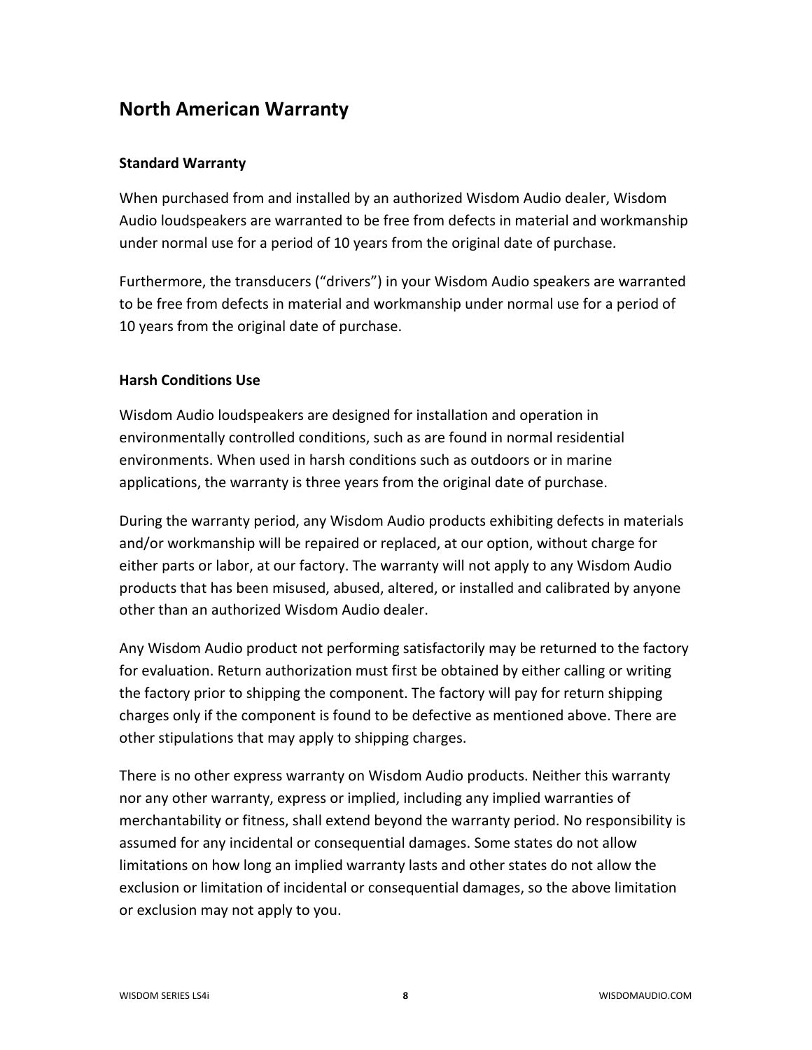# North American Warranty

### Standard Warranty

When purchased from and installed by an authorized Wisdom Audio dealer, Wisdom Audio loudspeakers are warranted to be free from defects in material and workmanship under normal use for a period of 10 years from the original date of purchase.

Furthermore, the transducers (“drivers”) in your Wisdom Audio speakers are warranted to be free from defects in material and workmanship under normal use for a period of 10 years from the original date of purchase.

### Harsh Conditions Use

Wisdom Audio loudspeakers are designed for installation and operation in environmentally controlled conditions, such as are found in normal residential environments. When used in harsh conditions such as outdoors or in marine applications, the warranty is three years from the original date of purchase.

During the warranty period, any Wisdom Audio products exhibiting defects in materials and/or workmanship will be repaired or replaced, at our option, without charge for either parts or labor, at our factory. The warranty will not apply to any Wisdom Audio products that has been misused, abused, altered, or installed and calibrated by anyone other than an authorized Wisdom Audio dealer.

Any Wisdom Audio product not performing satisfactorily may be returned to the factory for evaluation. Return authorization must first be obtained by either calling or writing the factory prior to shipping the component. The factory will pay for return shipping charges only if the component is found to be defective as mentioned above. There are other stipulations that may apply to shipping charges.

There is no other express warranty on Wisdom Audio products. Neither this warranty nor any other warranty, express or implied, including any implied warranties of merchantability or fitness, shall extend beyond the warranty period. No responsibility is assumed for any incidental or consequential damages. Some states do not allow limitations on how long an implied warranty lasts and other states do not allow the exclusion or limitation of incidental or consequential damages, so the above limitation or exclusion may not apply to you.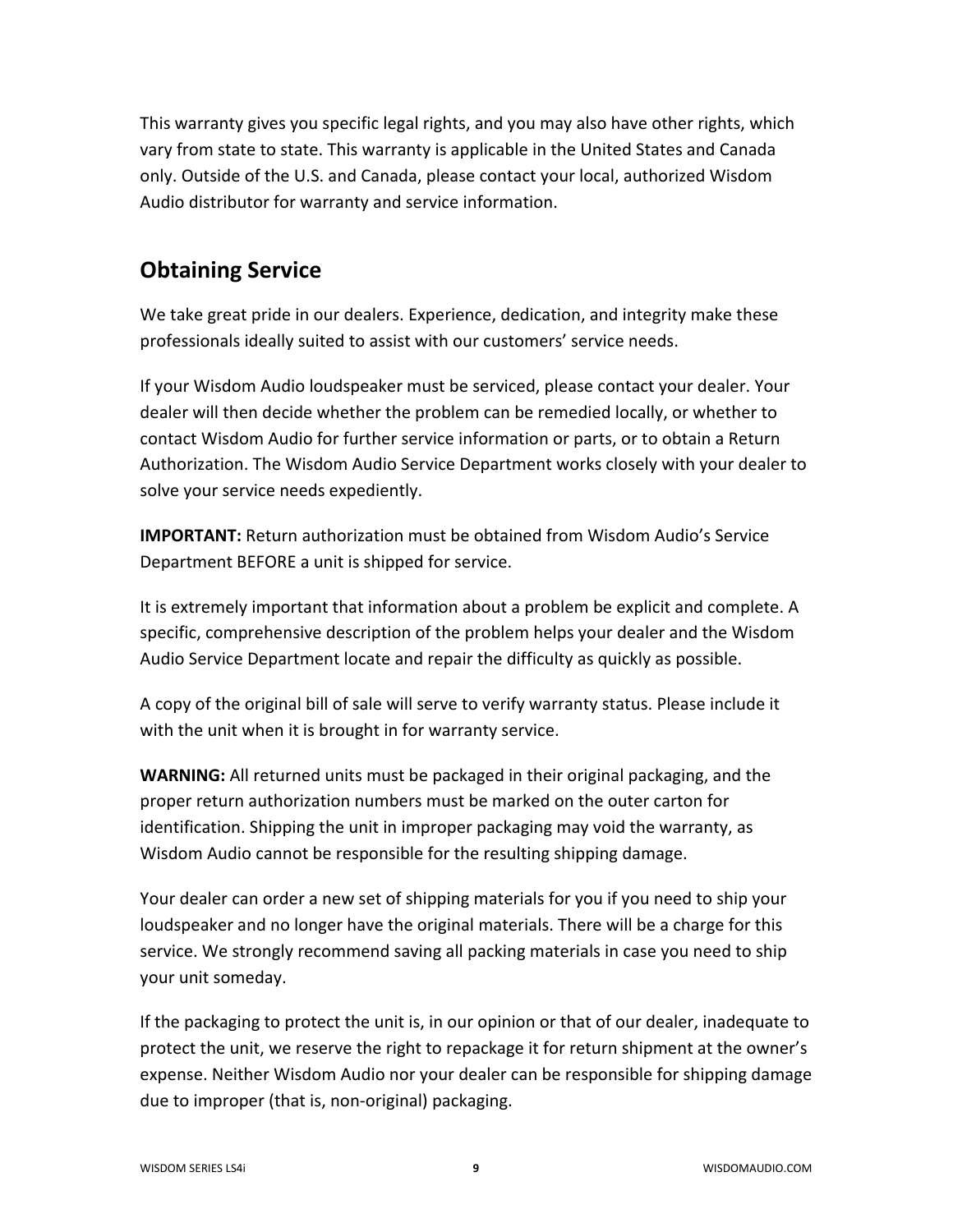This warranty gives you specific legal rights, and you may also have other rights, which vary from state to state. This warranty is applicable in the United States and Canada only. Outside of the U.S. and Canada, please contact your local, authorized Wisdom Audio distributor for warranty and service information.

## Obtaining Service

We take great pride in our dealers. Experience, dedication, and integrity make these professionals ideally suited to assist with our customers' service needs.

If your Wisdom Audio loudspeaker must be serviced, please contact your dealer. Your dealer will then decide whether the problem can be remedied locally, or whether to contact Wisdom Audio for further service information or parts, or to obtain a Return Authorization. The Wisdom Audio Service Department works closely with your dealer to solve your service needs expediently.

**IMPORTANT:** Return authorization must be obtained from Wisdom Audio's Service Department BEFORE a unit is shipped for service.

It is extremely important that information about a problem be explicit and complete. A specific, comprehensive description of the problem helps your dealer and the Wisdom Audio Service Department locate and repair the difficulty as quickly as possible.

A copy of the original bill of sale will serve to verify warranty status. Please include it with the unit when it is brought in for warranty service.

**WARNING:** All returned units must be packaged in their original packaging, and the proper return authorization numbers must be marked on the outer carton for identification. Shipping the unit in improper packaging may void the warranty, as Wisdom Audio cannot be responsible for the resulting shipping damage.

Your dealer can order a new set of shipping materials for you if you need to ship your loudspeaker and no longer have the original materials. There will be a charge for this service. We strongly recommend saving all packing materials in case you need to ship your unit someday.

If the packaging to protect the unit is, in our opinion or that of our dealer, inadequate to protect the unit, we reserve the right to repackage it for return shipment at the owner's expense. Neither Wisdom Audio nor your dealer can be responsible for shipping damage due to improper (that is, non-original) packaging.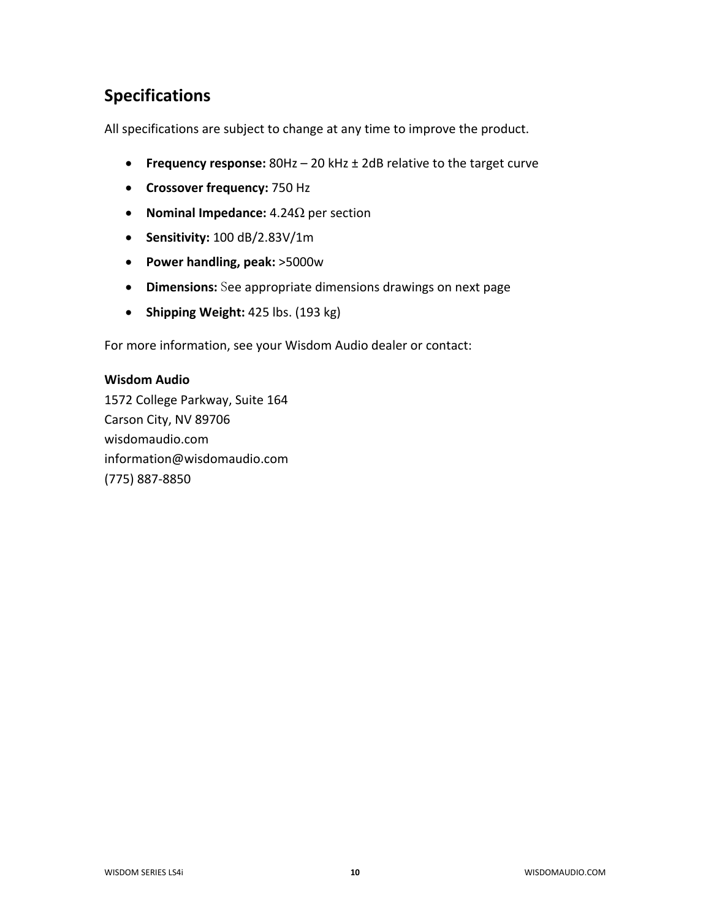## Specifications

All specifications are subject to change at any time to improve the product.

- **Frequency response:** 80Hz – 20 kHz ± 2dB relative to the target curve
- **Crossover frequency:** 750 Hz
- **Nominal Impedance:** 4.24Ω per section
- **Sensitivity:** 100 dB/2.83V/1m
- **Power handling, peak:** >5000w
- **Dimensions:** See appropriate dimensions drawings on next page
- **Shipping Weight:** 425 lbs. (193 kg)

For more information, see your Wisdom Audio dealer or contact:

**Wisdom Audio**
1572 College Parkway, Suite 164
Carson City, NV 89706
wisdomaudio.com
information@wisdomaudio.com
(775) 887-8850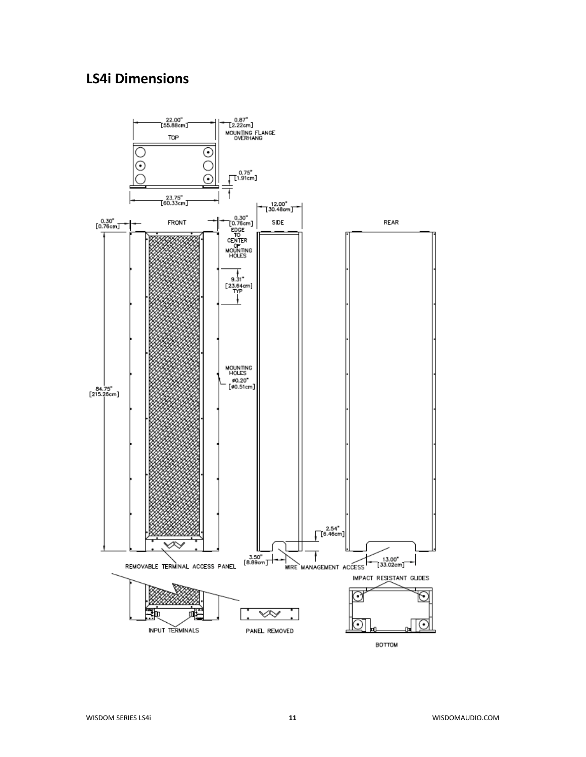## LS4i Dimensions

TOP

22.00" [55.88cm]

0.87" [2.22cm] MOUNTING FLANGE OVERHANG

0.75" [1.91cm]

23.75" [60.33cm]

12.00" [30.48cm]

0.30" [0.76cm]

FRONT

0.30" [0.76cm] EDGE TO CENTER OF MOUNTING HOLES

SIDE

REAR

9.31" [23.64cm] TYP

MOUNTING HOLES ⌀0.20" [⌀0.51cm]

84.75" [215.26cm]

2.54" [6.46cm]

3.50" [8.89cm]

13.00" [33.02cm]

REMOVABLE TERMINAL ACCESS PANEL

WIRE MANAGEMENT ACCESS

IMPACT RESISTANT GLIDES

INPUT TERMINALS

PANEL REMOVED

BOTTOM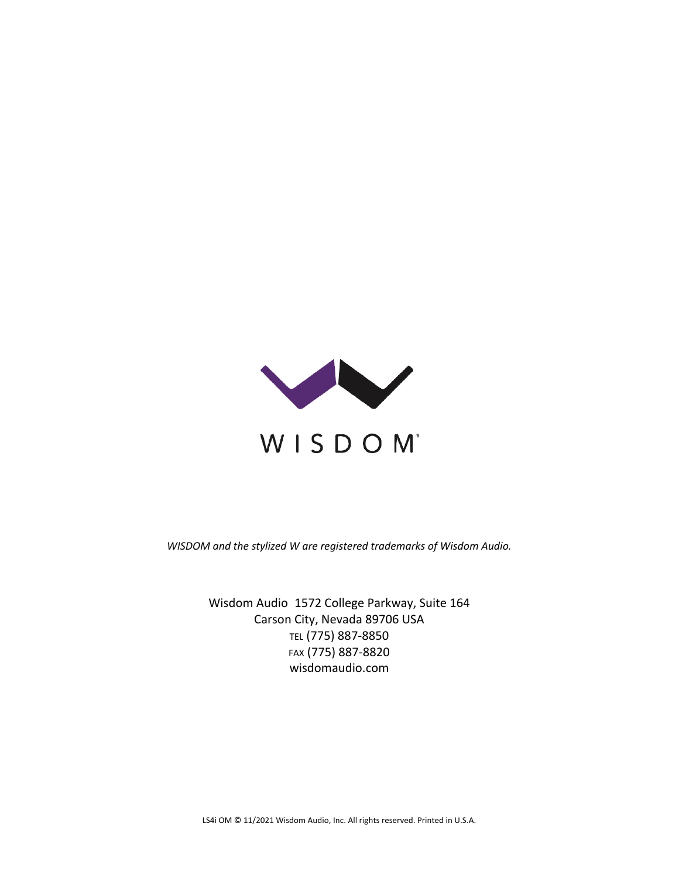WISDOM®

*WISDOM and the stylized W are registered trademarks of Wisdom Audio.*

Wisdom Audio 1572 College Parkway, Suite 164
Carson City, Nevada 89706 USA
TEL (775) 887-8850
FAX (775) 887-8820
wisdomaudio.com

LS4i OM © 11/2021 Wisdom Audio, Inc. All rights reserved. Printed in U.S.A.